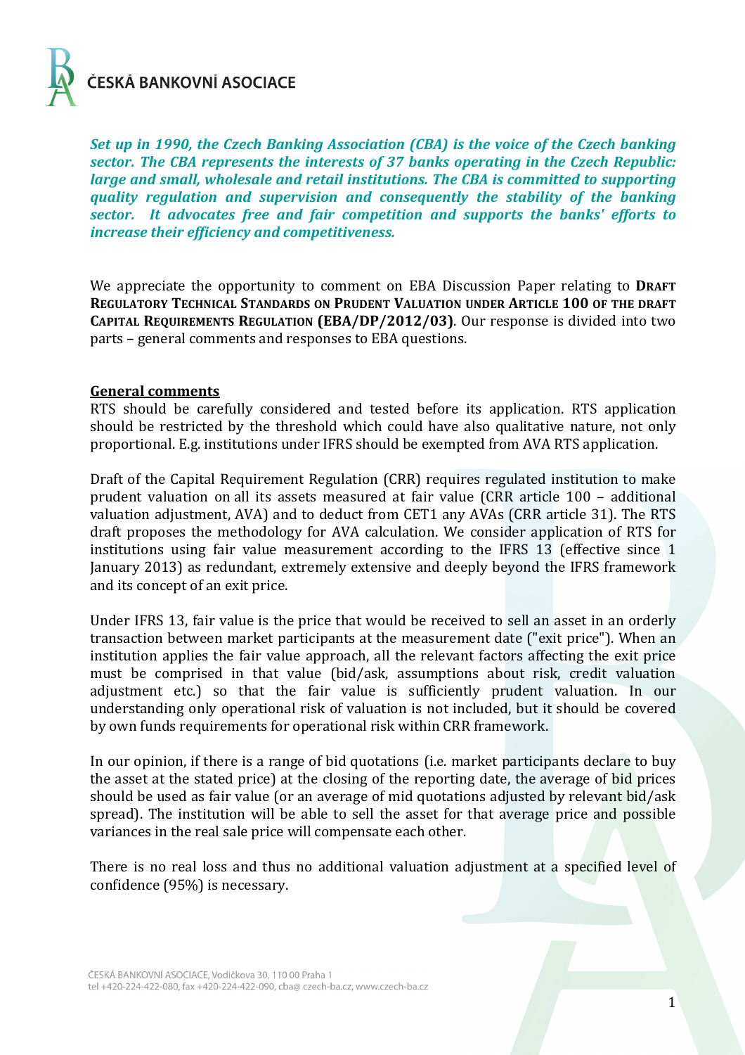ČESKÁ BANKOVNÍ ASOCIACE

***Set up in 1990, the Czech Banking Association (CBA) is the voice of the Czech banking sector. The CBA represents the interests of 37 banks operating in the Czech Republic: large and small, wholesale and retail institutions. The CBA is committed to supporting quality regulation and supervision and consequently the stability of the banking sector. It advocates free and fair competition and supports the banks' efforts to increase their efficiency and competitiveness.***

We appreciate the opportunity to comment on EBA Discussion Paper relating to **DRAFT REGULATORY TECHNICAL STANDARDS ON PRUDENT VALUATION UNDER ARTICLE 100 OF THE DRAFT CAPITAL REQUIREMENTS REGULATION (EBA/DP/2012/03)**. Our response is divided into two parts – general comments and responses to EBA questions.

## General comments

RTS should be carefully considered and tested before its application. RTS application should be restricted by the threshold which could have also qualitative nature, not only proportional. E.g. institutions under IFRS should be exempted from AVA RTS application.

Draft of the Capital Requirement Regulation (CRR) requires regulated institution to make prudent valuation on all its assets measured at fair value (CRR article 100 – additional valuation adjustment, AVA) and to deduct from CET1 any AVAs (CRR article 31). The RTS draft proposes the methodology for AVA calculation. We consider application of RTS for institutions using fair value measurement according to the IFRS 13 (effective since 1 January 2013) as redundant, extremely extensive and deeply beyond the IFRS framework and its concept of an exit price.

Under IFRS 13, fair value is the price that would be received to sell an asset in an orderly transaction between market participants at the measurement date ("exit price"). When an institution applies the fair value approach, all the relevant factors affecting the exit price must be comprised in that value (bid/ask, assumptions about risk, credit valuation adjustment etc.) so that the fair value is sufficiently prudent valuation. In our understanding only operational risk of valuation is not included, but it should be covered by own funds requirements for operational risk within CRR framework.

In our opinion, if there is a range of bid quotations (i.e. market participants declare to buy the asset at the stated price) at the closing of the reporting date, the average of bid prices should be used as fair value (or an average of mid quotations adjusted by relevant bid/ask spread). The institution will be able to sell the asset for that average price and possible variances in the real sale price will compensate each other.

There is no real loss and thus no additional valuation adjustment at a specified level of confidence (95%) is necessary.

ČESKÁ BANKOVNÍ ASOCIACE, Vodičkova 30, 110 00 Praha 1
tel +420-224-422-080, fax +420-224-422-090, cba@ czech-ba.cz, www.czech-ba.cz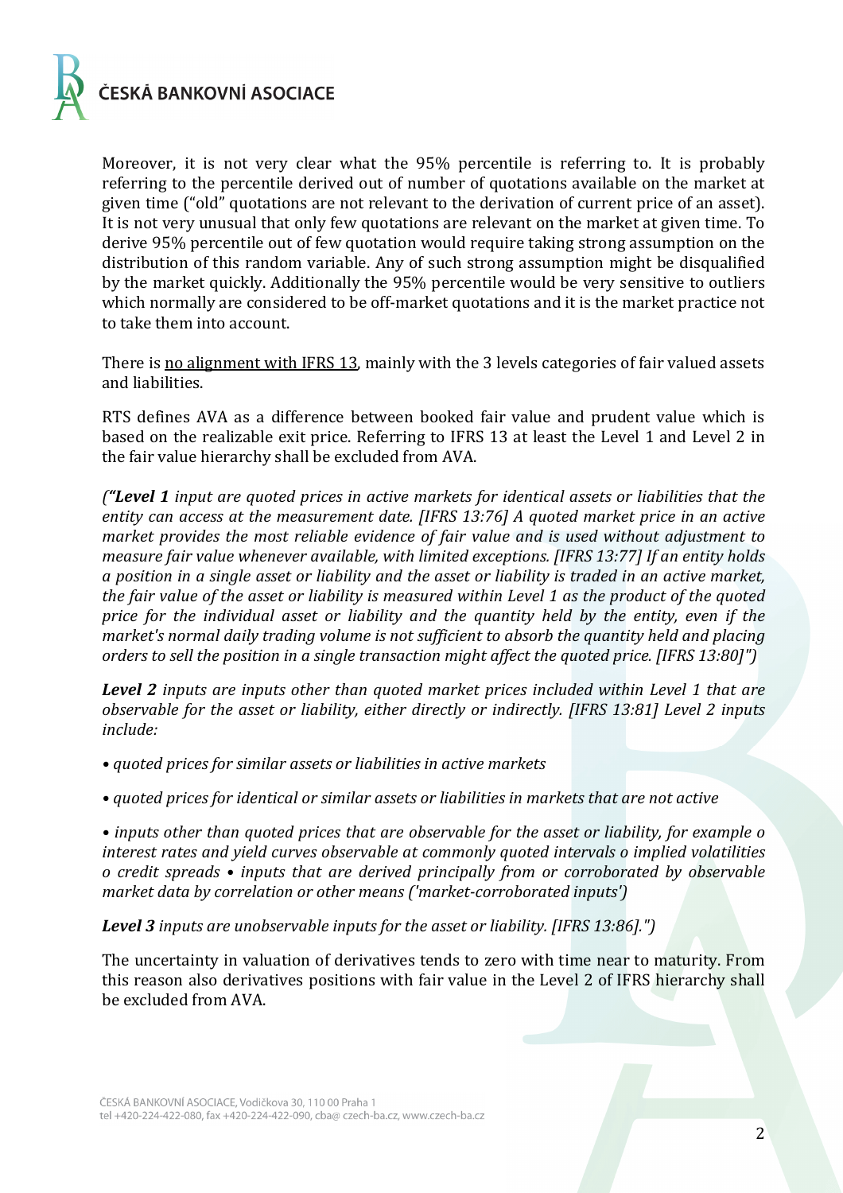Moreover, it is not very clear what the 95% percentile is referring to. It is probably referring to the percentile derived out of number of quotations available on the market at given time ("old" quotations are not relevant to the derivation of current price of an asset). It is not very unusual that only few quotations are relevant on the market at given time. To derive 95% percentile out of few quotation would require taking strong assumption on the distribution of this random variable. Any of such strong assumption might be disqualified by the market quickly. Additionally the 95% percentile would be very sensitive to outliers which normally are considered to be off-market quotations and it is the market practice not to take them into account.

There is <u>no alignment with IFRS 13</u>, mainly with the 3 levels categories of fair valued assets and liabilities.

RTS defines AVA as a difference between booked fair value and prudent value which is based on the realizable exit price. Referring to IFRS 13 at least the Level 1 and Level 2 in the fair value hierarchy shall be excluded from AVA.

*("**Level 1** input are quoted prices in active markets for identical assets or liabilities that the entity can access at the measurement date. [IFRS 13:76] A quoted market price in an active market provides the most reliable evidence of fair value and is used without adjustment to measure fair value whenever available, with limited exceptions. [IFRS 13:77] If an entity holds a position in a single asset or liability and the asset or liability is traded in an active market, the fair value of the asset or liability is measured within Level 1 as the product of the quoted price for the individual asset or liability and the quantity held by the entity, even if the market's normal daily trading volume is not sufficient to absorb the quantity held and placing orders to sell the position in a single transaction might affect the quoted price. [IFRS 13:80]")*

***Level 2** inputs are inputs other than quoted market prices included within Level 1 that are observable for the asset or liability, either directly or indirectly. [IFRS 13:81] Level 2 inputs include:*

*• quoted prices for similar assets or liabilities in active markets*

*• quoted prices for identical or similar assets or liabilities in markets that are not active*

*• inputs other than quoted prices that are observable for the asset or liability, for example o interest rates and yield curves observable at commonly quoted intervals o implied volatilities o credit spreads • inputs that are derived principally from or corroborated by observable market data by correlation or other means ('market-corroborated inputs')*

***Level 3** inputs are unobservable inputs for the asset or liability. [IFRS 13:86].")*

The uncertainty in valuation of derivatives tends to zero with time near to maturity. From this reason also derivatives positions with fair value in the Level 2 of IFRS hierarchy shall be excluded from AVA.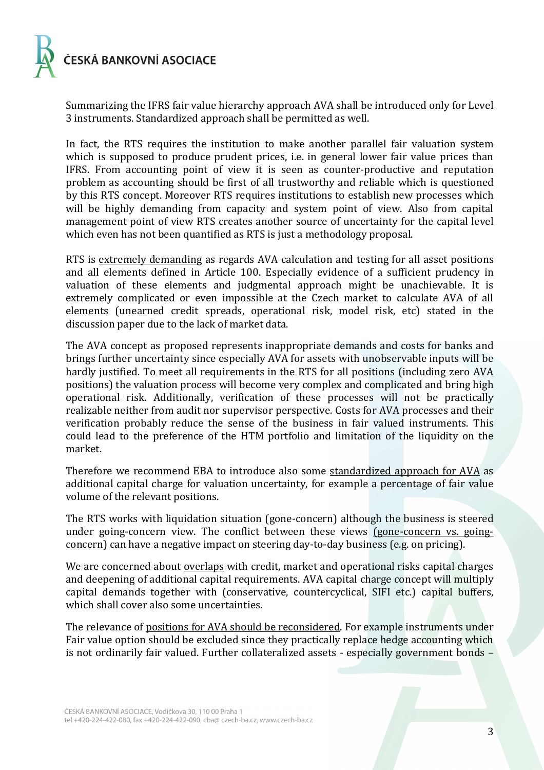Summarizing the IFRS fair value hierarchy approach AVA shall be introduced only for Level 3 instruments. Standardized approach shall be permitted as well.

In fact, the RTS requires the institution to make another parallel fair valuation system which is supposed to produce prudent prices, i.e. in general lower fair value prices than IFRS. From accounting point of view it is seen as counter-productive and reputation problem as accounting should be first of all trustworthy and reliable which is questioned by this RTS concept. Moreover RTS requires institutions to establish new processes which will be highly demanding from capacity and system point of view. Also from capital management point of view RTS creates another source of uncertainty for the capital level which even has not been quantified as RTS is just a methodology proposal.

RTS is extremely demanding as regards AVA calculation and testing for all asset positions and all elements defined in Article 100. Especially evidence of a sufficient prudency in valuation of these elements and judgmental approach might be unachievable. It is extremely complicated or even impossible at the Czech market to calculate AVA of all elements (unearned credit spreads, operational risk, model risk, etc) stated in the discussion paper due to the lack of market data.

The AVA concept as proposed represents inappropriate demands and costs for banks and brings further uncertainty since especially AVA for assets with unobservable inputs will be hardly justified. To meet all requirements in the RTS for all positions (including zero AVA positions) the valuation process will become very complex and complicated and bring high operational risk. Additionally, verification of these processes will not be practically realizable neither from audit nor supervisor perspective. Costs for AVA processes and their verification probably reduce the sense of the business in fair valued instruments. This could lead to the preference of the HTM portfolio and limitation of the liquidity on the market.

Therefore we recommend EBA to introduce also some standardized approach for AVA as additional capital charge for valuation uncertainty, for example a percentage of fair value volume of the relevant positions.

The RTS works with liquidation situation (gone-concern) although the business is steered under going-concern view. The conflict between these views (gone-concern vs. going-concern) can have a negative impact on steering day-to-day business (e.g. on pricing).

We are concerned about overlaps with credit, market and operational risks capital charges and deepening of additional capital requirements. AVA capital charge concept will multiply capital demands together with (conservative, countercyclical, SIFI etc.) capital buffers, which shall cover also some uncertainties.

The relevance of positions for AVA should be reconsidered. For example instruments under Fair value option should be excluded since they practically replace hedge accounting which is not ordinarily fair valued. Further collateralized assets - especially government bonds –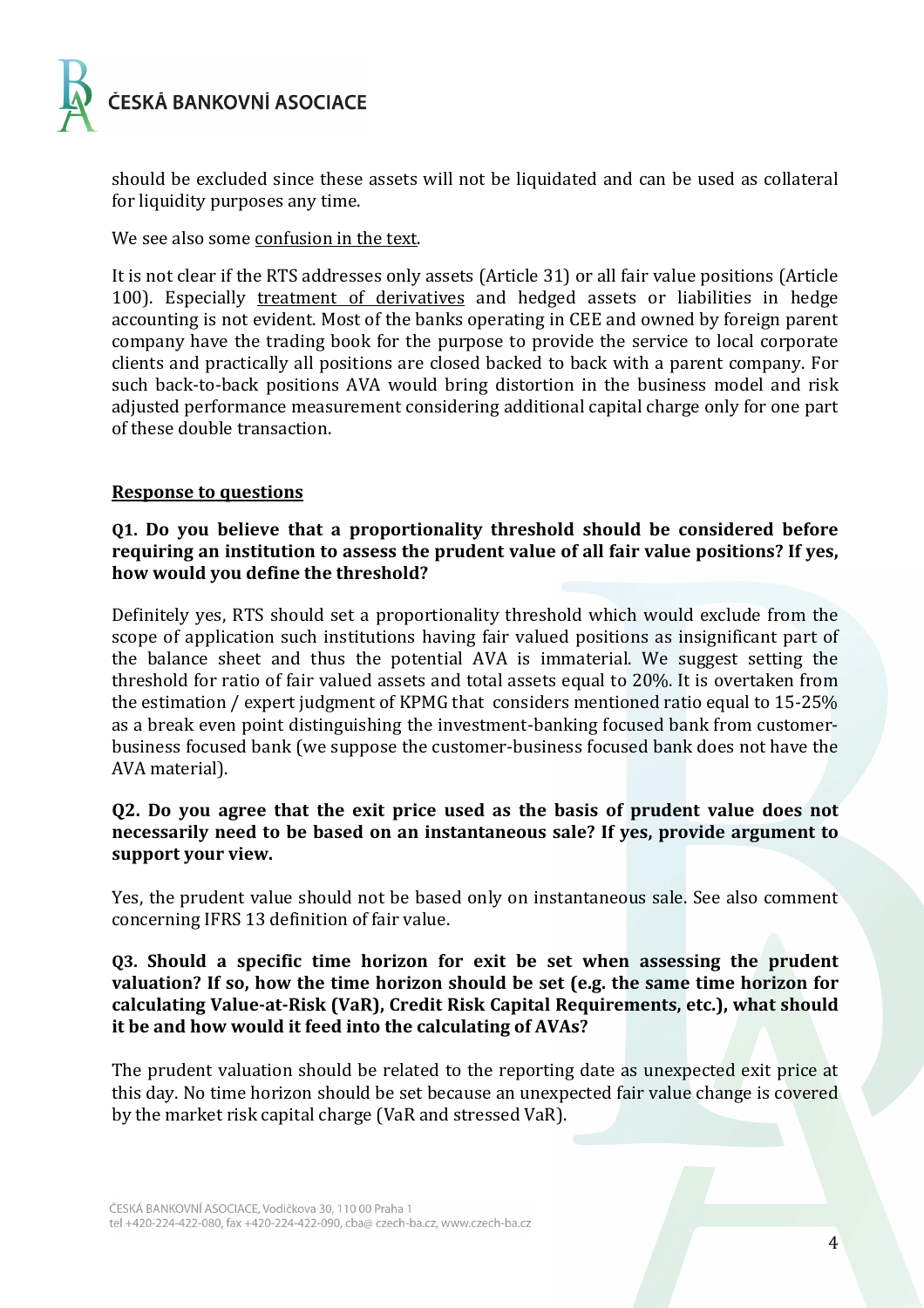should be excluded since these assets will not be liquidated and can be used as collateral for liquidity purposes any time.

We see also some <u>confusion in the text</u>.

It is not clear if the RTS addresses only assets (Article 31) or all fair value positions (Article 100). Especially <u>treatment of derivatives</u> and hedged assets or liabilities in hedge accounting is not evident. Most of the banks operating in CEE and owned by foreign parent company have the trading book for the purpose to provide the service to local corporate clients and practically all positions are closed backed to back with a parent company. For such back-to-back positions AVA would bring distortion in the business model and risk adjusted performance measurement considering additional capital charge only for one part of these double transaction.

## <u>Response to questions</u>

**Q1. Do you believe that a proportionality threshold should be considered before requiring an institution to assess the prudent value of all fair value positions? If yes, how would you define the threshold?**

Definitely yes, RTS should set a proportionality threshold which would exclude from the scope of application such institutions having fair valued positions as insignificant part of the balance sheet and thus the potential AVA is immaterial. We suggest setting the threshold for ratio of fair valued assets and total assets equal to 20%. It is overtaken from the estimation / expert judgment of KPMG that considers mentioned ratio equal to 15-25% as a break even point distinguishing the investment-banking focused bank from customer-business focused bank (we suppose the customer-business focused bank does not have the AVA material).

**Q2. Do you agree that the exit price used as the basis of prudent value does not necessarily need to be based on an instantaneous sale? If yes, provide argument to support your view.**

Yes, the prudent value should not be based only on instantaneous sale. See also comment concerning IFRS 13 definition of fair value.

**Q3. Should a specific time horizon for exit be set when assessing the prudent valuation? If so, how the time horizon should be set (e.g. the same time horizon for calculating Value-at-Risk (VaR), Credit Risk Capital Requirements, etc.), what should it be and how would it feed into the calculating of AVAs?**

The prudent valuation should be related to the reporting date as unexpected exit price at this day. No time horizon should be set because an unexpected fair value change is covered by the market risk capital charge (VaR and stressed VaR).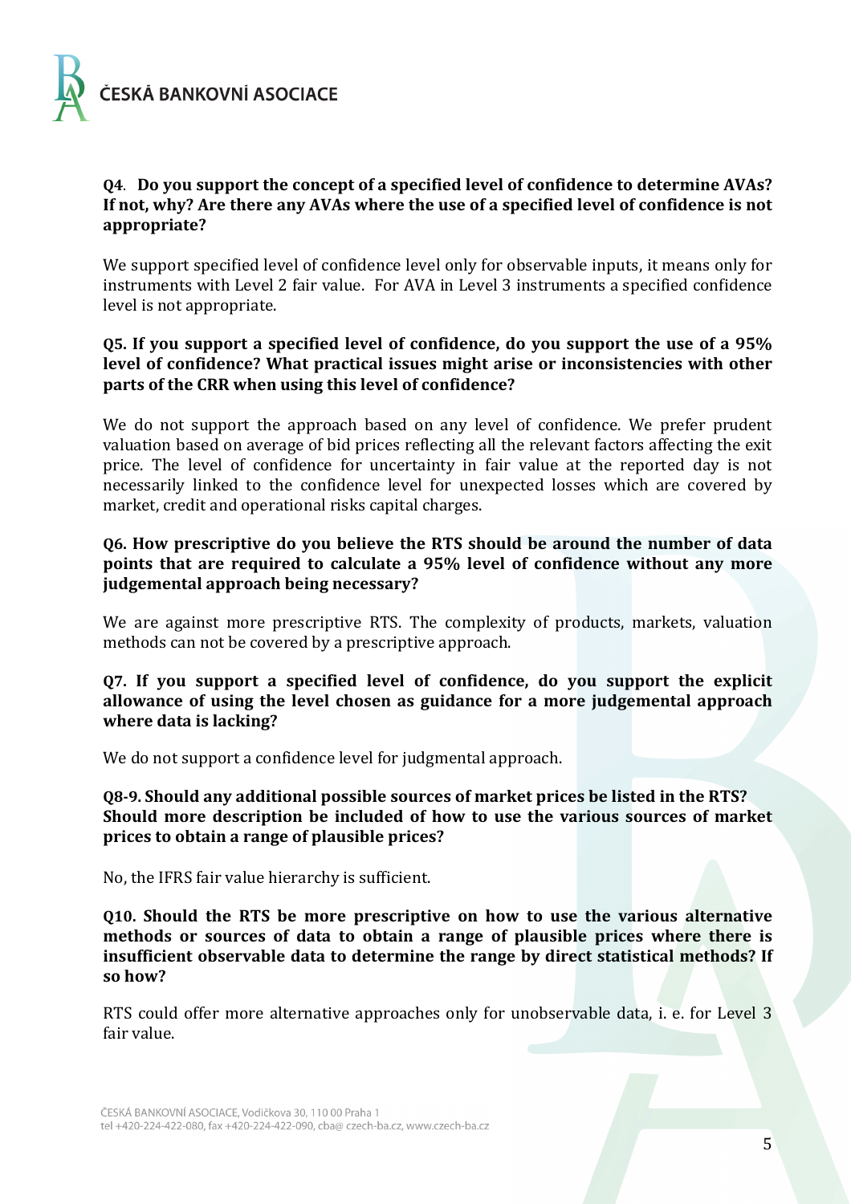**Q4. Do you support the concept of a specified level of confidence to determine AVAs? If not, why? Are there any AVAs where the use of a specified level of confidence is not appropriate?**

We support specified level of confidence level only for observable inputs, it means only for instruments with Level 2 fair value. For AVA in Level 3 instruments a specified confidence level is not appropriate.

**Q5. If you support a specified level of confidence, do you support the use of a 95% level of confidence? What practical issues might arise or inconsistencies with other parts of the CRR when using this level of confidence?**

We do not support the approach based on any level of confidence. We prefer prudent valuation based on average of bid prices reflecting all the relevant factors affecting the exit price. The level of confidence for uncertainty in fair value at the reported day is not necessarily linked to the confidence level for unexpected losses which are covered by market, credit and operational risks capital charges.

**Q6. How prescriptive do you believe the RTS should be around the number of data points that are required to calculate a 95% level of confidence without any more judgemental approach being necessary?**

We are against more prescriptive RTS. The complexity of products, markets, valuation methods can not be covered by a prescriptive approach.

**Q7. If you support a specified level of confidence, do you support the explicit allowance of using the level chosen as guidance for a more judgemental approach where data is lacking?**

We do not support a confidence level for judgmental approach.

**Q8-9. Should any additional possible sources of market prices be listed in the RTS? Should more description be included of how to use the various sources of market prices to obtain a range of plausible prices?**

No, the IFRS fair value hierarchy is sufficient.

**Q10. Should the RTS be more prescriptive on how to use the various alternative methods or sources of data to obtain a range of plausible prices where there is insufficient observable data to determine the range by direct statistical methods? If so how?**

RTS could offer more alternative approaches only for unobservable data, i. e. for Level 3 fair value.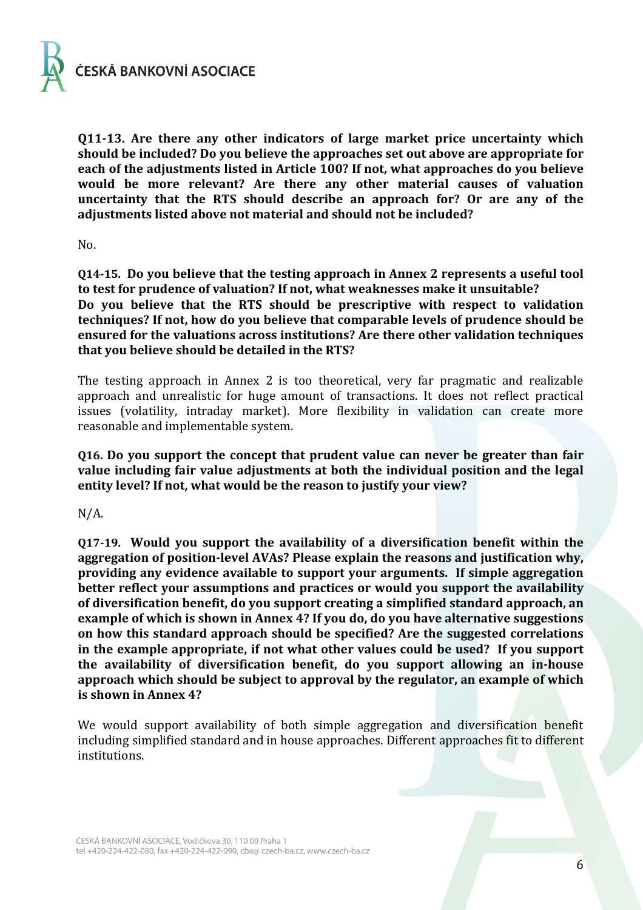**Q11-13. Are there any other indicators of large market price uncertainty which should be included? Do you believe the approaches set out above are appropriate for each of the adjustments listed in Article 100? If not, what approaches do you believe would be more relevant? Are there any other material causes of valuation uncertainty that the RTS should describe an approach for? Or are any of the adjustments listed above not material and should not be included?**

No.

**Q14-15. Do you believe that the testing approach in Annex 2 represents a useful tool to test for prudence of valuation? If not, what weaknesses make it unsuitable? Do you believe that the RTS should be prescriptive with respect to validation techniques? If not, how do you believe that comparable levels of prudence should be ensured for the valuations across institutions? Are there other validation techniques that you believe should be detailed in the RTS?**

The testing approach in Annex 2 is too theoretical, very far pragmatic and realizable approach and unrealistic for huge amount of transactions. It does not reflect practical issues (volatility, intraday market). More flexibility in validation can create more reasonable and implementable system.

**Q16. Do you support the concept that prudent value can never be greater than fair value including fair value adjustments at both the individual position and the legal entity level? If not, what would be the reason to justify your view?**

N/A.

**Q17-19. Would you support the availability of a diversification benefit within the aggregation of position-level AVAs? Please explain the reasons and justification why, providing any evidence available to support your arguments. If simple aggregation better reflect your assumptions and practices or would you support the availability of diversification benefit, do you support creating a simplified standard approach, an example of which is shown in Annex 4? If you do, do you have alternative suggestions on how this standard approach should be specified? Are the suggested correlations in the example appropriate, if not what other values could be used? If you support the availability of diversification benefit, do you support allowing an in-house approach which should be subject to approval by the regulator, an example of which is shown in Annex 4?**

We would support availability of both simple aggregation and diversification benefit including simplified standard and in house approaches. Different approaches fit to different institutions.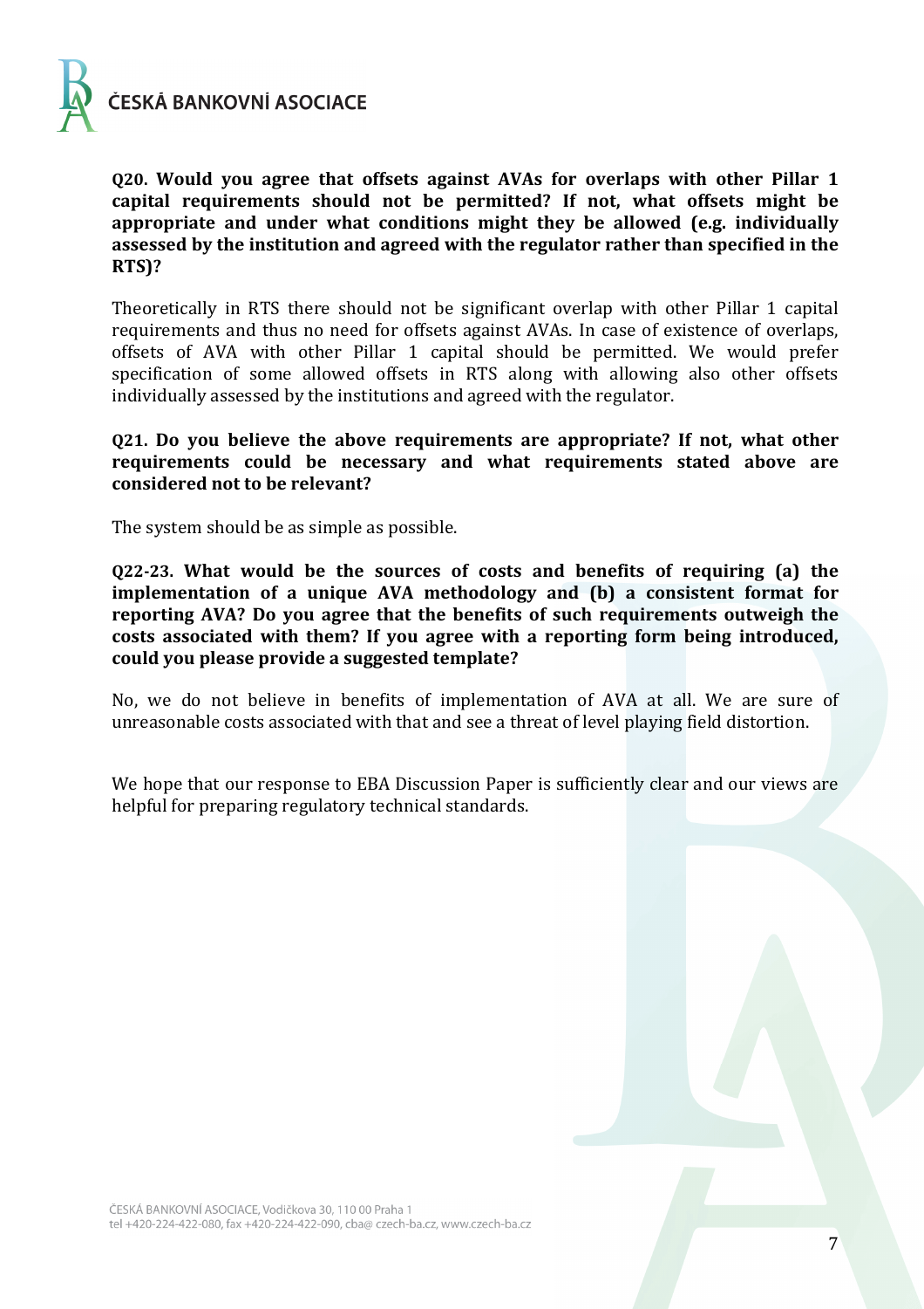**Q20. Would you agree that offsets against AVAs for overlaps with other Pillar 1 capital requirements should not be permitted? If not, what offsets might be appropriate and under what conditions might they be allowed (e.g. individually assessed by the institution and agreed with the regulator rather than specified in the RTS)?**

Theoretically in RTS there should not be significant overlap with other Pillar 1 capital requirements and thus no need for offsets against AVAs. In case of existence of overlaps, offsets of AVA with other Pillar 1 capital should be permitted. We would prefer specification of some allowed offsets in RTS along with allowing also other offsets individually assessed by the institutions and agreed with the regulator.

**Q21. Do you believe the above requirements are appropriate? If not, what other requirements could be necessary and what requirements stated above are considered not to be relevant?**

The system should be as simple as possible.

**Q22-23. What would be the sources of costs and benefits of requiring (a) the implementation of a unique AVA methodology and (b) a consistent format for reporting AVA? Do you agree that the benefits of such requirements outweigh the costs associated with them? If you agree with a reporting form being introduced, could you please provide a suggested template?**

No, we do not believe in benefits of implementation of AVA at all. We are sure of unreasonable costs associated with that and see a threat of level playing field distortion.

We hope that our response to EBA Discussion Paper is sufficiently clear and our views are helpful for preparing regulatory technical standards.